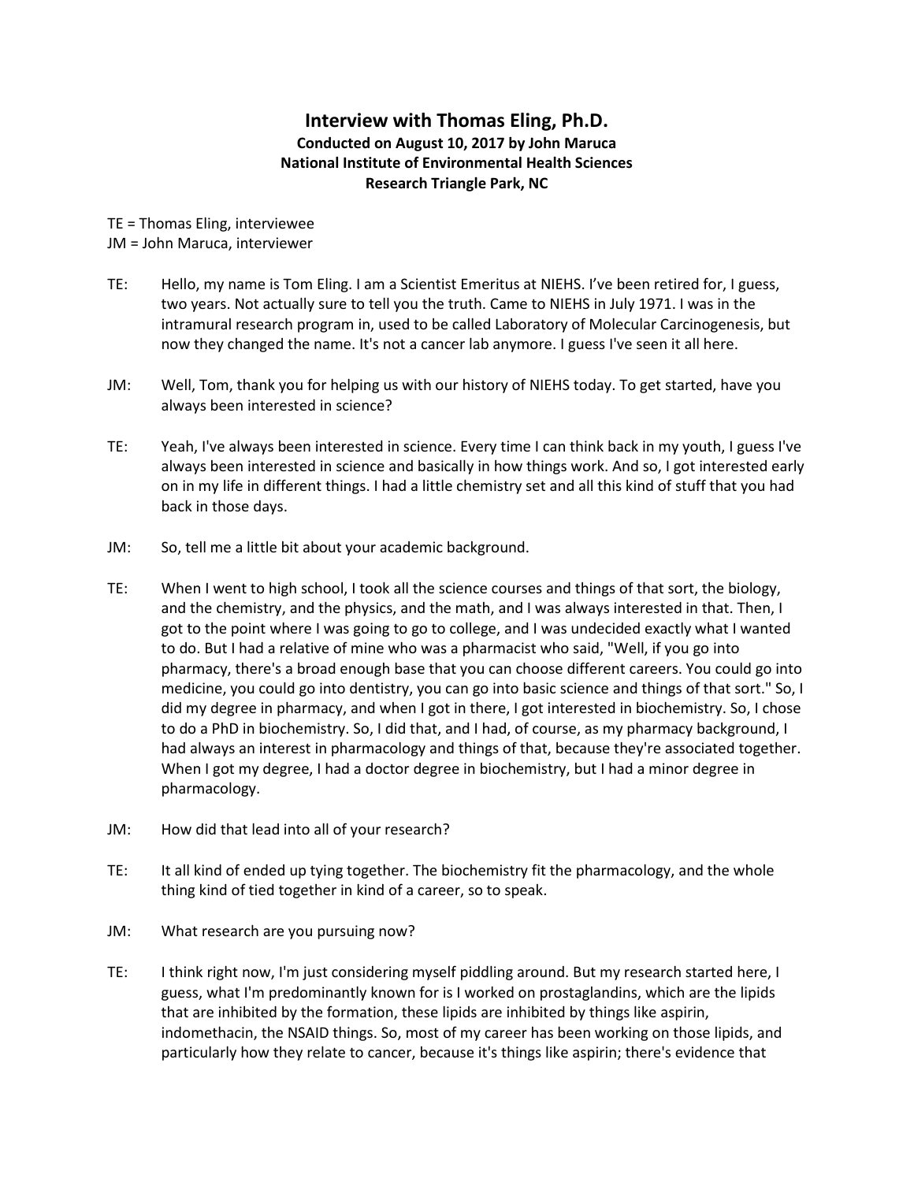# Interview with Thomas Eling, Ph.D.

**Conducted on August 10, 2017 by John Maruca**
**National Institute of Environmental Health Sciences**
**Research Triangle Park, NC**

TE = Thomas Eling, interviewee
JM = John Maruca, interviewer

TE: Hello, my name is Tom Eling. I am a Scientist Emeritus at NIEHS. I've been retired for, I guess, two years. Not actually sure to tell you the truth. Came to NIEHS in July 1971. I was in the intramural research program in, used to be called Laboratory of Molecular Carcinogenesis, but now they changed the name. It's not a cancer lab anymore. I guess I've seen it all here.

JM: Well, Tom, thank you for helping us with our history of NIEHS today. To get started, have you always been interested in science?

TE: Yeah, I've always been interested in science. Every time I can think back in my youth, I guess I've always been interested in science and basically in how things work. And so, I got interested early on in my life in different things. I had a little chemistry set and all this kind of stuff that you had back in those days.

JM: So, tell me a little bit about your academic background.

TE: When I went to high school, I took all the science courses and things of that sort, the biology, and the chemistry, and the physics, and the math, and I was always interested in that. Then, I got to the point where I was going to go to college, and I was undecided exactly what I wanted to do. But I had a relative of mine who was a pharmacist who said, "Well, if you go into pharmacy, there's a broad enough base that you can choose different careers. You could go into medicine, you could go into dentistry, you can go into basic science and things of that sort." So, I did my degree in pharmacy, and when I got in there, I got interested in biochemistry. So, I chose to do a PhD in biochemistry. So, I did that, and I had, of course, as my pharmacy background, I had always an interest in pharmacology and things of that, because they're associated together. When I got my degree, I had a doctor degree in biochemistry, but I had a minor degree in pharmacology.

JM: How did that lead into all of your research?

TE: It all kind of ended up tying together. The biochemistry fit the pharmacology, and the whole thing kind of tied together in kind of a career, so to speak.

JM: What research are you pursuing now?

TE: I think right now, I'm just considering myself piddling around. But my research started here, I guess, what I'm predominantly known for is I worked on prostaglandins, which are the lipids that are inhibited by the formation, these lipids are inhibited by things like aspirin, indomethacin, the NSAID things. So, most of my career has been working on those lipids, and particularly how they relate to cancer, because it's things like aspirin; there's evidence that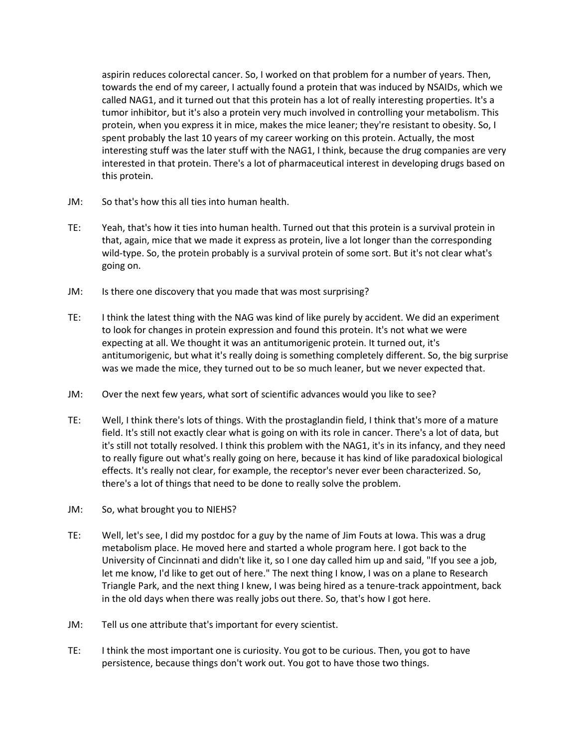aspirin reduces colorectal cancer. So, I worked on that problem for a number of years. Then, towards the end of my career, I actually found a protein that was induced by NSAIDs, which we called NAG1, and it turned out that this protein has a lot of really interesting properties. It's a tumor inhibitor, but it's also a protein very much involved in controlling your metabolism. This protein, when you express it in mice, makes the mice leaner; they're resistant to obesity. So, I spent probably the last 10 years of my career working on this protein. Actually, the most interesting stuff was the later stuff with the NAG1, I think, because the drug companies are very interested in that protein. There's a lot of pharmaceutical interest in developing drugs based on this protein.

JM: So that's how this all ties into human health.

TE: Yeah, that's how it ties into human health. Turned out that this protein is a survival protein in that, again, mice that we made it express as protein, live a lot longer than the corresponding wild-type. So, the protein probably is a survival protein of some sort. But it's not clear what's going on.

JM: Is there one discovery that you made that was most surprising?

TE: I think the latest thing with the NAG was kind of like purely by accident. We did an experiment to look for changes in protein expression and found this protein. It's not what we were expecting at all. We thought it was an antitumorigenic protein. It turned out, it's antitumorigenic, but what it's really doing is something completely different. So, the big surprise was we made the mice, they turned out to be so much leaner, but we never expected that.

JM: Over the next few years, what sort of scientific advances would you like to see?

TE: Well, I think there's lots of things. With the prostaglandin field, I think that's more of a mature field. It's still not exactly clear what is going on with its role in cancer. There's a lot of data, but it's still not totally resolved. I think this problem with the NAG1, it's in its infancy, and they need to really figure out what's really going on here, because it has kind of like paradoxical biological effects. It's really not clear, for example, the receptor's never ever been characterized. So, there's a lot of things that need to be done to really solve the problem.

JM: So, what brought you to NIEHS?

TE: Well, let's see, I did my postdoc for a guy by the name of Jim Fouts at Iowa. This was a drug metabolism place. He moved here and started a whole program here. I got back to the University of Cincinnati and didn't like it, so I one day called him up and said, "If you see a job, let me know, I'd like to get out of here." The next thing I know, I was on a plane to Research Triangle Park, and the next thing I knew, I was being hired as a tenure-track appointment, back in the old days when there was really jobs out there. So, that's how I got here.

JM: Tell us one attribute that's important for every scientist.

TE: I think the most important one is curiosity. You got to be curious. Then, you got to have persistence, because things don't work out. You got to have those two things.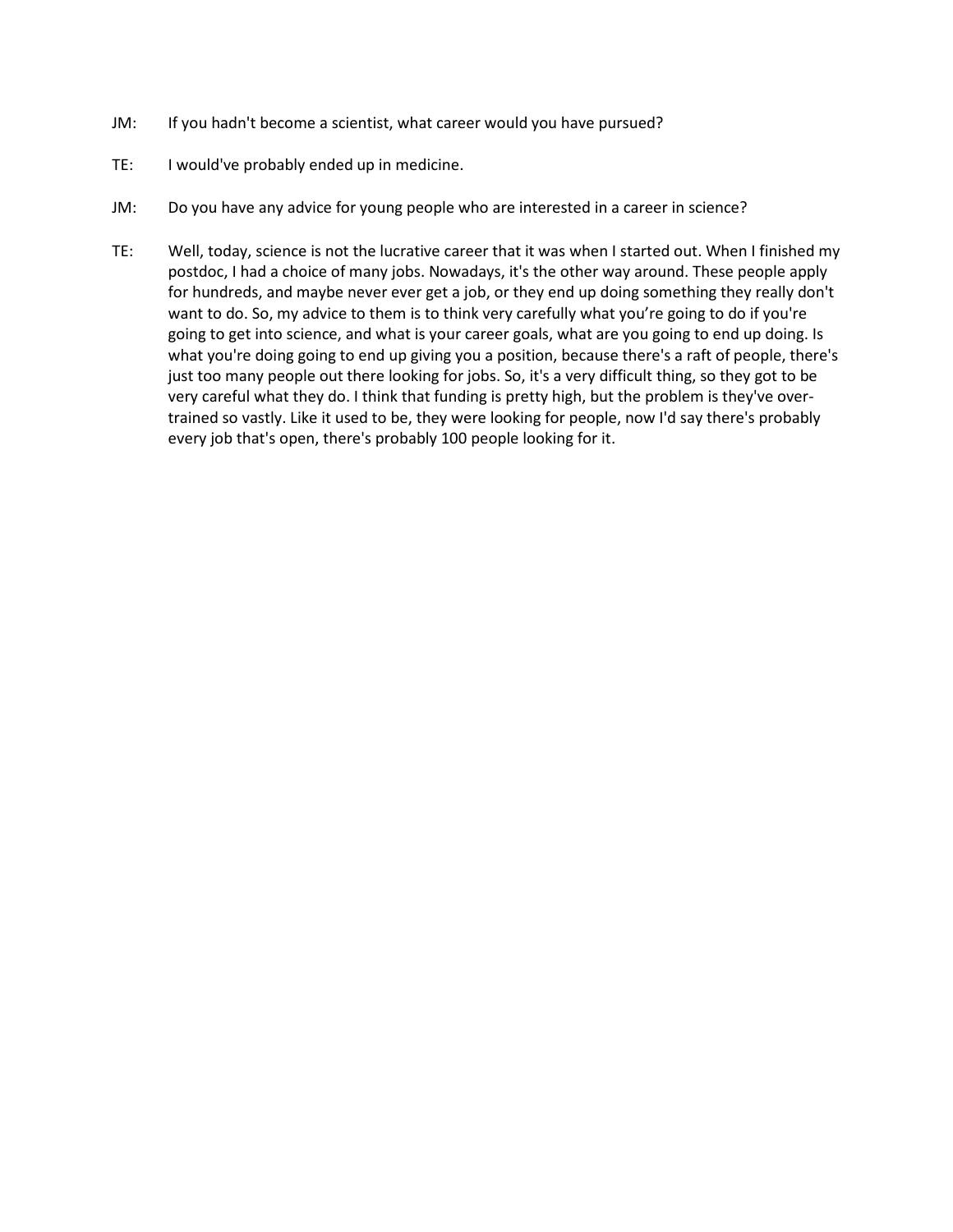JM: If you hadn't become a scientist, what career would you have pursued?

TE: I would've probably ended up in medicine.

JM: Do you have any advice for young people who are interested in a career in science?

TE: Well, today, science is not the lucrative career that it was when I started out. When I finished my postdoc, I had a choice of many jobs. Nowadays, it's the other way around. These people apply for hundreds, and maybe never ever get a job, or they end up doing something they really don't want to do. So, my advice to them is to think very carefully what you're going to do if you're going to get into science, and what is your career goals, what are you going to end up doing. Is what you're doing going to end up giving you a position, because there's a raft of people, there's just too many people out there looking for jobs. So, it's a very difficult thing, so they got to be very careful what they do. I think that funding is pretty high, but the problem is they've over-trained so vastly. Like it used to be, they were looking for people, now I'd say there's probably every job that's open, there's probably 100 people looking for it.